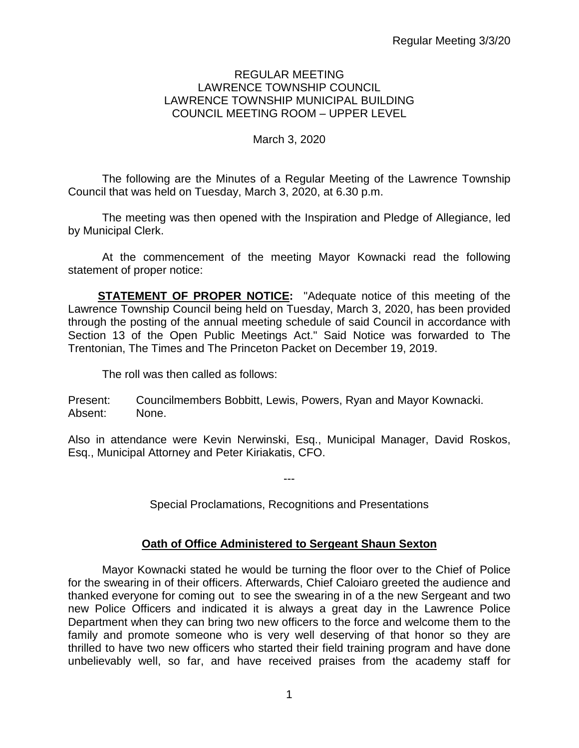REGULAR MEETING
LAWRENCE TOWNSHIP COUNCIL
LAWRENCE TOWNSHIP MUNICIPAL BUILDING
COUNCIL MEETING ROOM – UPPER LEVEL

March 3, 2020

The following are the Minutes of a Regular Meeting of the Lawrence Township Council that was held on Tuesday, March 3, 2020, at 6.30 p.m.

The meeting was then opened with the Inspiration and Pledge of Allegiance, led by Municipal Clerk.

At the commencement of the meeting Mayor Kownacki read the following statement of proper notice:

**STATEMENT OF PROPER NOTICE:** "Adequate notice of this meeting of the Lawrence Township Council being held on Tuesday, March 3, 2020, has been provided through the posting of the annual meeting schedule of said Council in accordance with Section 13 of the Open Public Meetings Act." Said Notice was forwarded to The Trentonian, The Times and The Princeton Packet on December 19, 2019.

The roll was then called as follows:

Present: Councilmembers Bobbitt, Lewis, Powers, Ryan and Mayor Kownacki.
Absent: None.

Also in attendance were Kevin Nerwinski, Esq., Municipal Manager, David Roskos, Esq., Municipal Attorney and Peter Kiriakatis, CFO.

---

Special Proclamations, Recognitions and Presentations

**Oath of Office Administered to Sergeant Shaun Sexton**

Mayor Kownacki stated he would be turning the floor over to the Chief of Police for the swearing in of their officers. Afterwards, Chief Caloiaro greeted the audience and thanked everyone for coming out to see the swearing in of a the new Sergeant and two new Police Officers and indicated it is always a great day in the Lawrence Police Department when they can bring two new officers to the force and welcome them to the family and promote someone who is very well deserving of that honor so they are thrilled to have two new officers who started their field training program and have done unbelievably well, so far, and have received praises from the academy staff for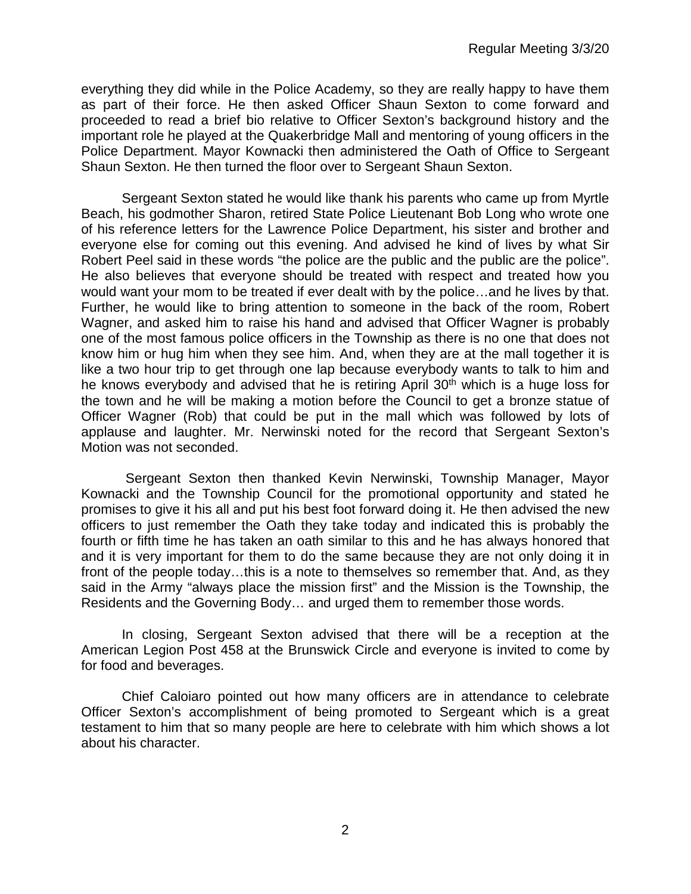everything they did while in the Police Academy, so they are really happy to have them as part of their force. He then asked Officer Shaun Sexton to come forward and proceeded to read a brief bio relative to Officer Sexton's background history and the important role he played at the Quakerbridge Mall and mentoring of young officers in the Police Department. Mayor Kownacki then administered the Oath of Office to Sergeant Shaun Sexton. He then turned the floor over to Sergeant Shaun Sexton.

Sergeant Sexton stated he would like thank his parents who came up from Myrtle Beach, his godmother Sharon, retired State Police Lieutenant Bob Long who wrote one of his reference letters for the Lawrence Police Department, his sister and brother and everyone else for coming out this evening. And advised he kind of lives by what Sir Robert Peel said in these words "the police are the public and the public are the police". He also believes that everyone should be treated with respect and treated how you would want your mom to be treated if ever dealt with by the police…and he lives by that. Further, he would like to bring attention to someone in the back of the room, Robert Wagner, and asked him to raise his hand and advised that Officer Wagner is probably one of the most famous police officers in the Township as there is no one that does not know him or hug him when they see him. And, when they are at the mall together it is like a two hour trip to get through one lap because everybody wants to talk to him and he knows everybody and advised that he is retiring April 30th which is a huge loss for the town and he will be making a motion before the Council to get a bronze statue of Officer Wagner (Rob) that could be put in the mall which was followed by lots of applause and laughter. Mr. Nerwinski noted for the record that Sergeant Sexton's Motion was not seconded.

Sergeant Sexton then thanked Kevin Nerwinski, Township Manager, Mayor Kownacki and the Township Council for the promotional opportunity and stated he promises to give it his all and put his best foot forward doing it. He then advised the new officers to just remember the Oath they take today and indicated this is probably the fourth or fifth time he has taken an oath similar to this and he has always honored that and it is very important for them to do the same because they are not only doing it in front of the people today…this is a note to themselves so remember that. And, as they said in the Army "always place the mission first" and the Mission is the Township, the Residents and the Governing Body… and urged them to remember those words.

In closing, Sergeant Sexton advised that there will be a reception at the American Legion Post 458 at the Brunswick Circle and everyone is invited to come by for food and beverages.

Chief Caloiaro pointed out how many officers are in attendance to celebrate Officer Sexton's accomplishment of being promoted to Sergeant which is a great testament to him that so many people are here to celebrate with him which shows a lot about his character.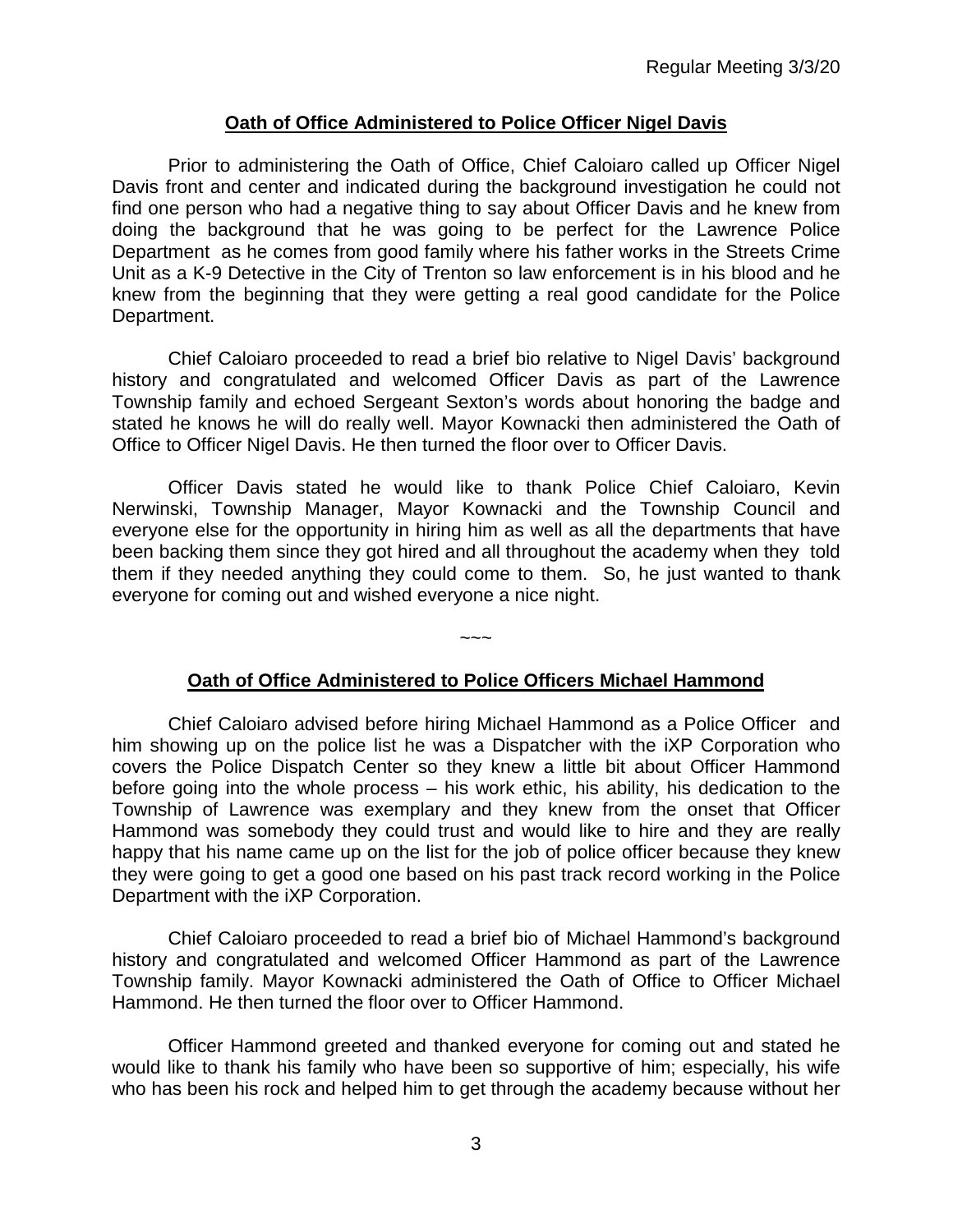## Oath of Office Administered to Police Officer Nigel Davis

Prior to administering the Oath of Office, Chief Caloiaro called up Officer Nigel Davis front and center and indicated during the background investigation he could not find one person who had a negative thing to say about Officer Davis and he knew from doing the background that he was going to be perfect for the Lawrence Police Department as he comes from good family where his father works in the Streets Crime Unit as a K-9 Detective in the City of Trenton so law enforcement is in his blood and he knew from the beginning that they were getting a real good candidate for the Police Department.

Chief Caloiaro proceeded to read a brief bio relative to Nigel Davis' background history and congratulated and welcomed Officer Davis as part of the Lawrence Township family and echoed Sergeant Sexton's words about honoring the badge and stated he knows he will do really well. Mayor Kownacki then administered the Oath of Office to Officer Nigel Davis. He then turned the floor over to Officer Davis.

Officer Davis stated he would like to thank Police Chief Caloiaro, Kevin Nerwinski, Township Manager, Mayor Kownacki and the Township Council and everyone else for the opportunity in hiring him as well as all the departments that have been backing them since they got hired and all throughout the academy when they told them if they needed anything they could come to them. So, he just wanted to thank everyone for coming out and wished everyone a nice night.

~~~

## Oath of Office Administered to Police Officers Michael Hammond

Chief Caloiaro advised before hiring Michael Hammond as a Police Officer and him showing up on the police list he was a Dispatcher with the iXP Corporation who covers the Police Dispatch Center so they knew a little bit about Officer Hammond before going into the whole process – his work ethic, his ability, his dedication to the Township of Lawrence was exemplary and they knew from the onset that Officer Hammond was somebody they could trust and would like to hire and they are really happy that his name came up on the list for the job of police officer because they knew they were going to get a good one based on his past track record working in the Police Department with the iXP Corporation.

Chief Caloiaro proceeded to read a brief bio of Michael Hammond's background history and congratulated and welcomed Officer Hammond as part of the Lawrence Township family. Mayor Kownacki administered the Oath of Office to Officer Michael Hammond. He then turned the floor over to Officer Hammond.

Officer Hammond greeted and thanked everyone for coming out and stated he would like to thank his family who have been so supportive of him; especially, his wife who has been his rock and helped him to get through the academy because without her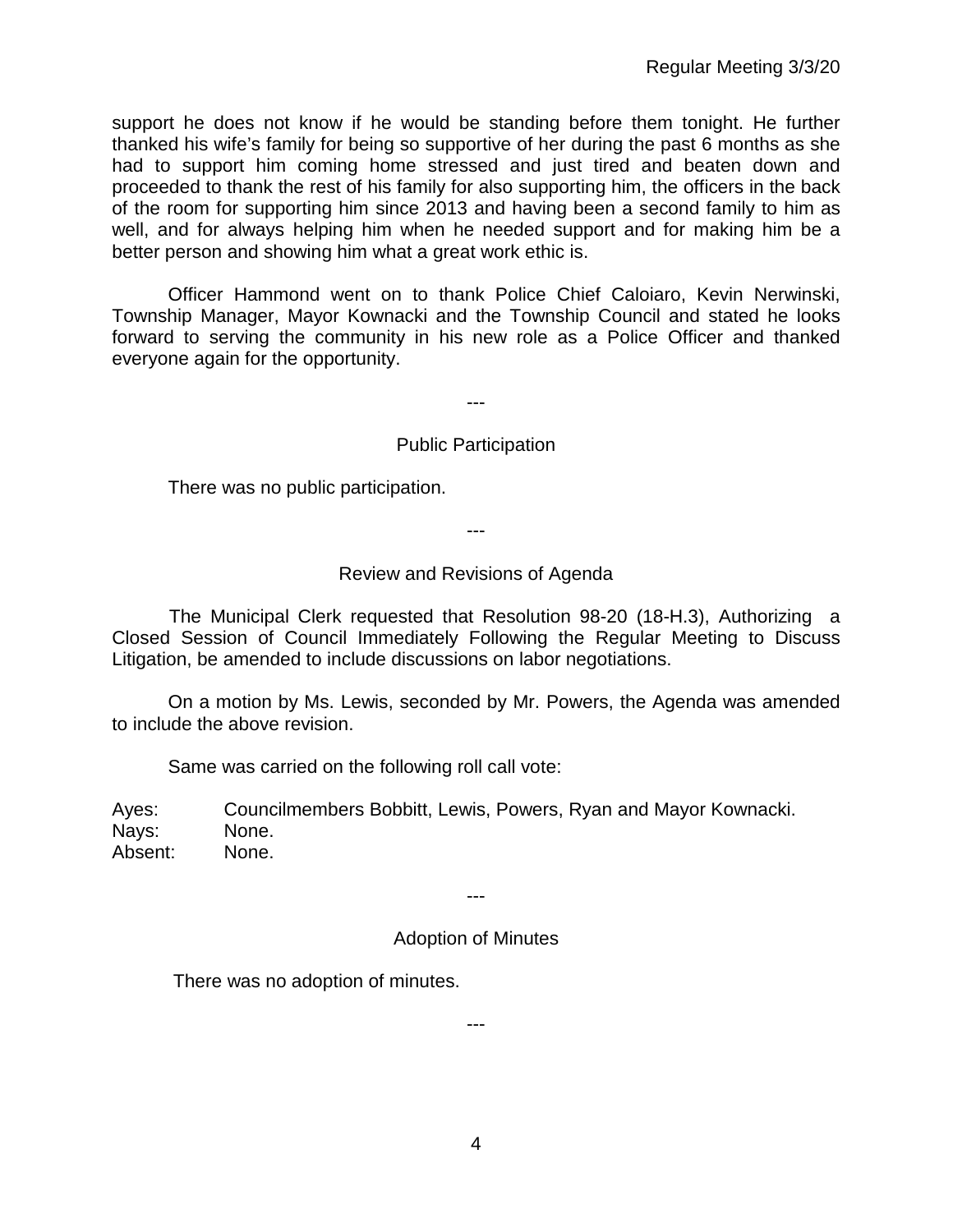support he does not know if he would be standing before them tonight. He further thanked his wife's family for being so supportive of her during the past 6 months as she had to support him coming home stressed and just tired and beaten down and proceeded to thank the rest of his family for also supporting him, the officers in the back of the room for supporting him since 2013 and having been a second family to him as well, and for always helping him when he needed support and for making him be a better person and showing him what a great work ethic is.

Officer Hammond went on to thank Police Chief Caloiaro, Kevin Nerwinski, Township Manager, Mayor Kownacki and the Township Council and stated he looks forward to serving the community in his new role as a Police Officer and thanked everyone again for the opportunity.

---

Public Participation

There was no public participation.

---

Review and Revisions of Agenda

The Municipal Clerk requested that Resolution 98-20 (18-H.3), Authorizing a Closed Session of Council Immediately Following the Regular Meeting to Discuss Litigation, be amended to include discussions on labor negotiations.

On a motion by Ms. Lewis, seconded by Mr. Powers, the Agenda was amended to include the above revision.

Same was carried on the following roll call vote:

Ayes: Councilmembers Bobbitt, Lewis, Powers, Ryan and Mayor Kownacki.
Nays: None.
Absent: None.

---

Adoption of Minutes

There was no adoption of minutes.

---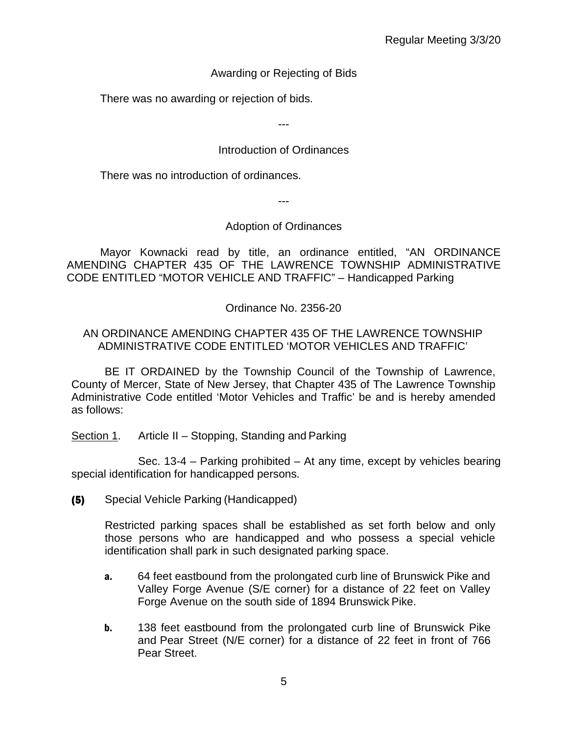### Awarding or Rejecting of Bids

There was no awarding or rejection of bids.

---

### Introduction of Ordinances

There was no introduction of ordinances.

---

### Adoption of Ordinances

Mayor Kownacki read by title, an ordinance entitled, "AN ORDINANCE AMENDING CHAPTER 435 OF THE LAWRENCE TOWNSHIP ADMINISTRATIVE CODE ENTITLED "MOTOR VEHICLE AND TRAFFIC" – Handicapped Parking

Ordinance No. 2356-20

AN ORDINANCE AMENDING CHAPTER 435 OF THE LAWRENCE TOWNSHIP ADMINISTRATIVE CODE ENTITLED 'MOTOR VEHICLES AND TRAFFIC'

BE IT ORDAINED by the Township Council of the Township of Lawrence, County of Mercer, State of New Jersey, that Chapter 435 of The Lawrence Township Administrative Code entitled 'Motor Vehicles and Traffic' be and is hereby amended as follows:

Section 1. Article II – Stopping, Standing and Parking

Sec. 13-4 – Parking prohibited – At any time, except by vehicles bearing special identification for handicapped persons.

**(5)** Special Vehicle Parking (Handicapped)

Restricted parking spaces shall be established as set forth below and only those persons who are handicapped and who possess a special vehicle identification shall park in such designated parking space.

**a.** 64 feet eastbound from the prolongated curb line of Brunswick Pike and Valley Forge Avenue (S/E corner) for a distance of 22 feet on Valley Forge Avenue on the south side of 1894 Brunswick Pike.

**b.** 138 feet eastbound from the prolongated curb line of Brunswick Pike and Pear Street (N/E corner) for a distance of 22 feet in front of 766 Pear Street.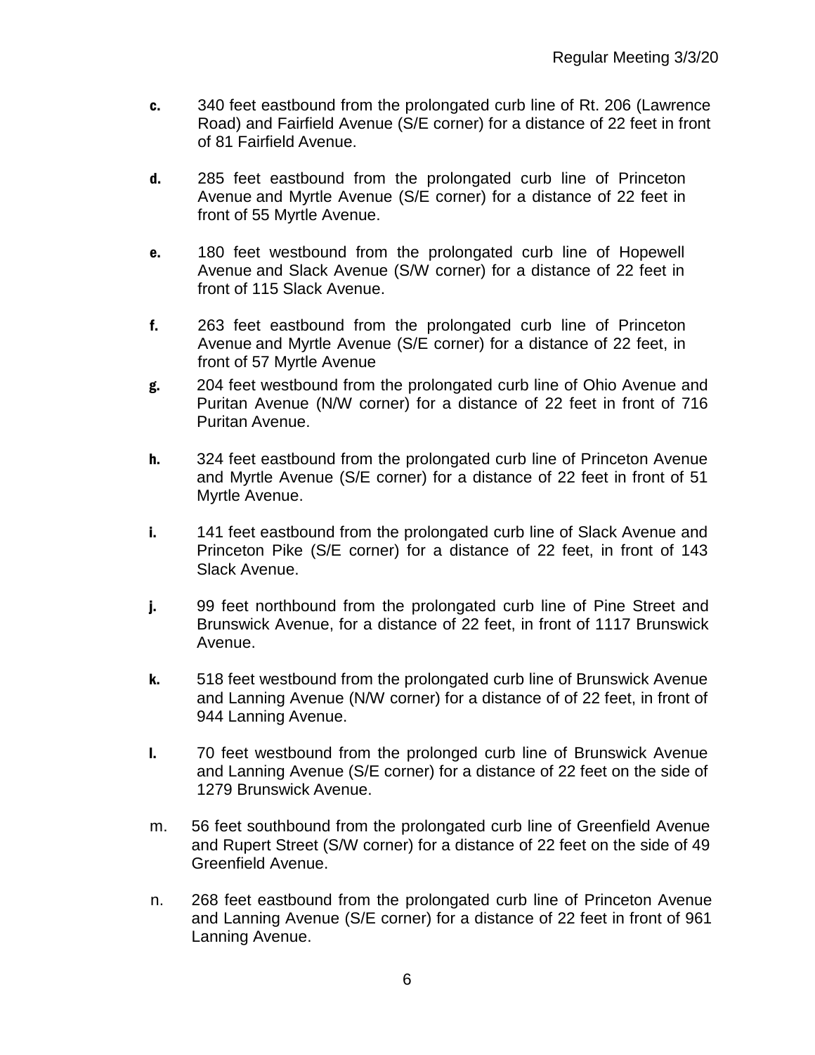c. 340 feet eastbound from the prolongated curb line of Rt. 206 (Lawrence Road) and Fairfield Avenue (S/E corner) for a distance of 22 feet in front of 81 Fairfield Avenue.

d. 285 feet eastbound from the prolongated curb line of Princeton Avenue and Myrtle Avenue (S/E corner) for a distance of 22 feet in front of 55 Myrtle Avenue.

e. 180 feet westbound from the prolongated curb line of Hopewell Avenue and Slack Avenue (S/W corner) for a distance of 22 feet in front of 115 Slack Avenue.

f. 263 feet eastbound from the prolongated curb line of Princeton Avenue and Myrtle Avenue (S/E corner) for a distance of 22 feet, in front of 57 Myrtle Avenue

g. 204 feet westbound from the prolongated curb line of Ohio Avenue and Puritan Avenue (N/W corner) for a distance of 22 feet in front of 716 Puritan Avenue.

h. 324 feet eastbound from the prolongated curb line of Princeton Avenue and Myrtle Avenue (S/E corner) for a distance of 22 feet in front of 51 Myrtle Avenue.

i. 141 feet eastbound from the prolongated curb line of Slack Avenue and Princeton Pike (S/E corner) for a distance of 22 feet, in front of 143 Slack Avenue.

j. 99 feet northbound from the prolongated curb line of Pine Street and Brunswick Avenue, for a distance of 22 feet, in front of 1117 Brunswick Avenue.

k. 518 feet westbound from the prolongated curb line of Brunswick Avenue and Lanning Avenue (N/W corner) for a distance of of 22 feet, in front of 944 Lanning Avenue.

l. 70 feet westbound from the prolonged curb line of Brunswick Avenue and Lanning Avenue (S/E corner) for a distance of 22 feet on the side of 1279 Brunswick Avenue.

m. 56 feet southbound from the prolongated curb line of Greenfield Avenue and Rupert Street (S/W corner) for a distance of 22 feet on the side of 49 Greenfield Avenue.

n. 268 feet eastbound from the prolongated curb line of Princeton Avenue and Lanning Avenue (S/E corner) for a distance of 22 feet in front of 961 Lanning Avenue.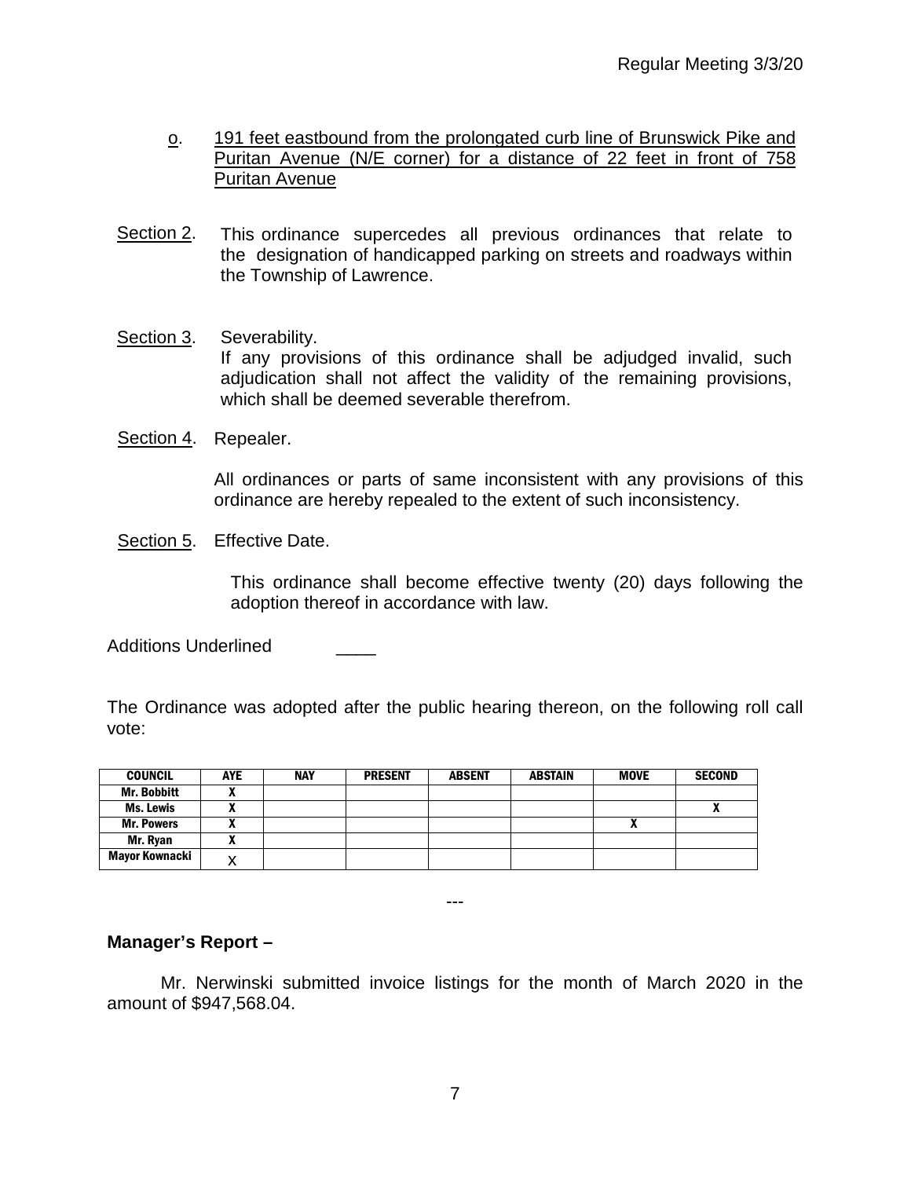o. <u>191 feet eastbound from the prolongated curb line of Brunswick Pike and Puritan Avenue (N/E corner) for a distance of 22 feet in front of 758 Puritan Avenue</u>

<u>Section 2</u>. This ordinance supercedes all previous ordinances that relate to the designation of handicapped parking on streets and roadways within the Township of Lawrence.

<u>Section 3</u>. Severability.
If any provisions of this ordinance shall be adjudged invalid, such adjudication shall not affect the validity of the remaining provisions, which shall be deemed severable therefrom.

<u>Section 4</u>. Repealer.

All ordinances or parts of same inconsistent with any provisions of this ordinance are hereby repealed to the extent of such inconsistency.

<u>Section 5</u>. Effective Date.

This ordinance shall become effective twenty (20) days following the adoption thereof in accordance with law.

Additions Underlined ____

The Ordinance was adopted after the public hearing thereon, on the following roll call vote:

| COUNCIL | AYE | NAY | PRESENT | ABSENT | ABSTAIN | MOVE | SECOND |
|---|---|---|---|---|---|---|---|
| Mr. Bobbitt | X | | | | | | |
| Ms. Lewis | X | | | | | | X |
| Mr. Powers | X | | | | | X | |
| Mr. Ryan | X | | | | | | |
| Mayor Kownacki | X | | | | | | |

---

**Manager's Report –**

Mr. Nerwinski submitted invoice listings for the month of March 2020 in the amount of $947,568.04.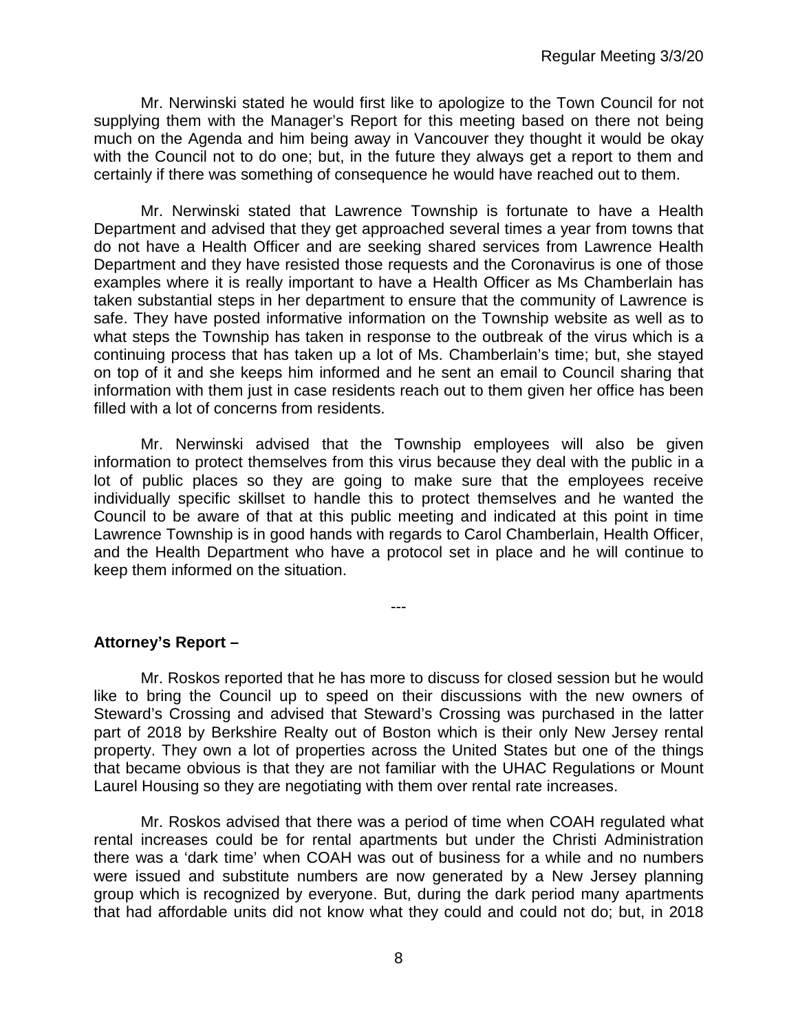Mr. Nerwinski stated he would first like to apologize to the Town Council for not supplying them with the Manager's Report for this meeting based on there not being much on the Agenda and him being away in Vancouver they thought it would be okay with the Council not to do one; but, in the future they always get a report to them and certainly if there was something of consequence he would have reached out to them.

Mr. Nerwinski stated that Lawrence Township is fortunate to have a Health Department and advised that they get approached several times a year from towns that do not have a Health Officer and are seeking shared services from Lawrence Health Department and they have resisted those requests and the Coronavirus is one of those examples where it is really important to have a Health Officer as Ms Chamberlain has taken substantial steps in her department to ensure that the community of Lawrence is safe. They have posted informative information on the Township website as well as to what steps the Township has taken in response to the outbreak of the virus which is a continuing process that has taken up a lot of Ms. Chamberlain's time; but, she stayed on top of it and she keeps him informed and he sent an email to Council sharing that information with them just in case residents reach out to them given her office has been filled with a lot of concerns from residents.

Mr. Nerwinski advised that the Township employees will also be given information to protect themselves from this virus because they deal with the public in a lot of public places so they are going to make sure that the employees receive individually specific skillset to handle this to protect themselves and he wanted the Council to be aware of that at this public meeting and indicated at this point in time Lawrence Township is in good hands with regards to Carol Chamberlain, Health Officer, and the Health Department who have a protocol set in place and he will continue to keep them informed on the situation.

---

**Attorney's Report –**

Mr. Roskos reported that he has more to discuss for closed session but he would like to bring the Council up to speed on their discussions with the new owners of Steward's Crossing and advised that Steward's Crossing was purchased in the latter part of 2018 by Berkshire Realty out of Boston which is their only New Jersey rental property. They own a lot of properties across the United States but one of the things that became obvious is that they are not familiar with the UHAC Regulations or Mount Laurel Housing so they are negotiating with them over rental rate increases.

Mr. Roskos advised that there was a period of time when COAH regulated what rental increases could be for rental apartments but under the Christi Administration there was a 'dark time' when COAH was out of business for a while and no numbers were issued and substitute numbers are now generated by a New Jersey planning group which is recognized by everyone. But, during the dark period many apartments that had affordable units did not know what they could and could not do; but, in 2018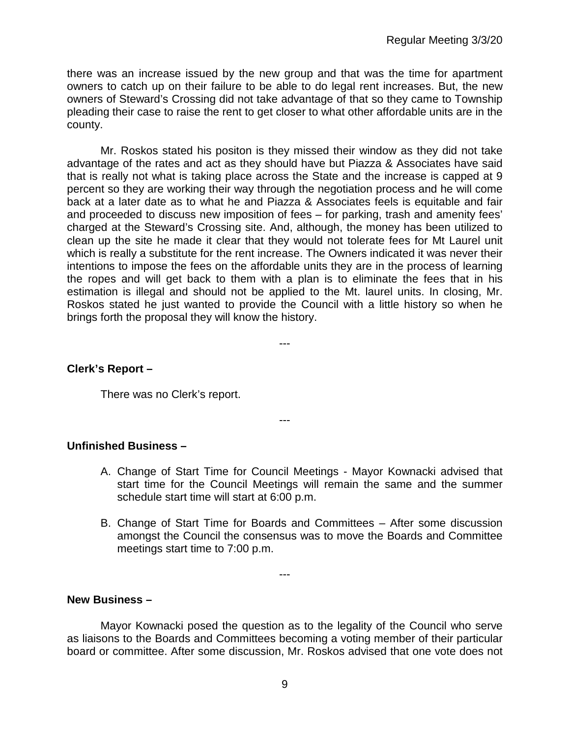there was an increase issued by the new group and that was the time for apartment owners to catch up on their failure to be able to do legal rent increases. But, the new owners of Steward's Crossing did not take advantage of that so they came to Township pleading their case to raise the rent to get closer to what other affordable units are in the county.

Mr. Roskos stated his positon is they missed their window as they did not take advantage of the rates and act as they should have but Piazza & Associates have said that is really not what is taking place across the State and the increase is capped at 9 percent so they are working their way through the negotiation process and he will come back at a later date as to what he and Piazza & Associates feels is equitable and fair and proceeded to discuss new imposition of fees – for parking, trash and amenity fees' charged at the Steward's Crossing site. And, although, the money has been utilized to clean up the site he made it clear that they would not tolerate fees for Mt Laurel unit which is really a substitute for the rent increase. The Owners indicated it was never their intentions to impose the fees on the affordable units they are in the process of learning the ropes and will get back to them with a plan is to eliminate the fees that in his estimation is illegal and should not be applied to the Mt. laurel units. In closing, Mr. Roskos stated he just wanted to provide the Council with a little history so when he brings forth the proposal they will know the history.

---

**Clerk's Report –**

There was no Clerk's report.

---

**Unfinished Business –**

A. Change of Start Time for Council Meetings - Mayor Kownacki advised that start time for the Council Meetings will remain the same and the summer schedule start time will start at 6:00 p.m.

B. Change of Start Time for Boards and Committees – After some discussion amongst the Council the consensus was to move the Boards and Committee meetings start time to 7:00 p.m.

---

**New Business –**

Mayor Kownacki posed the question as to the legality of the Council who serve as liaisons to the Boards and Committees becoming a voting member of their particular board or committee. After some discussion, Mr. Roskos advised that one vote does not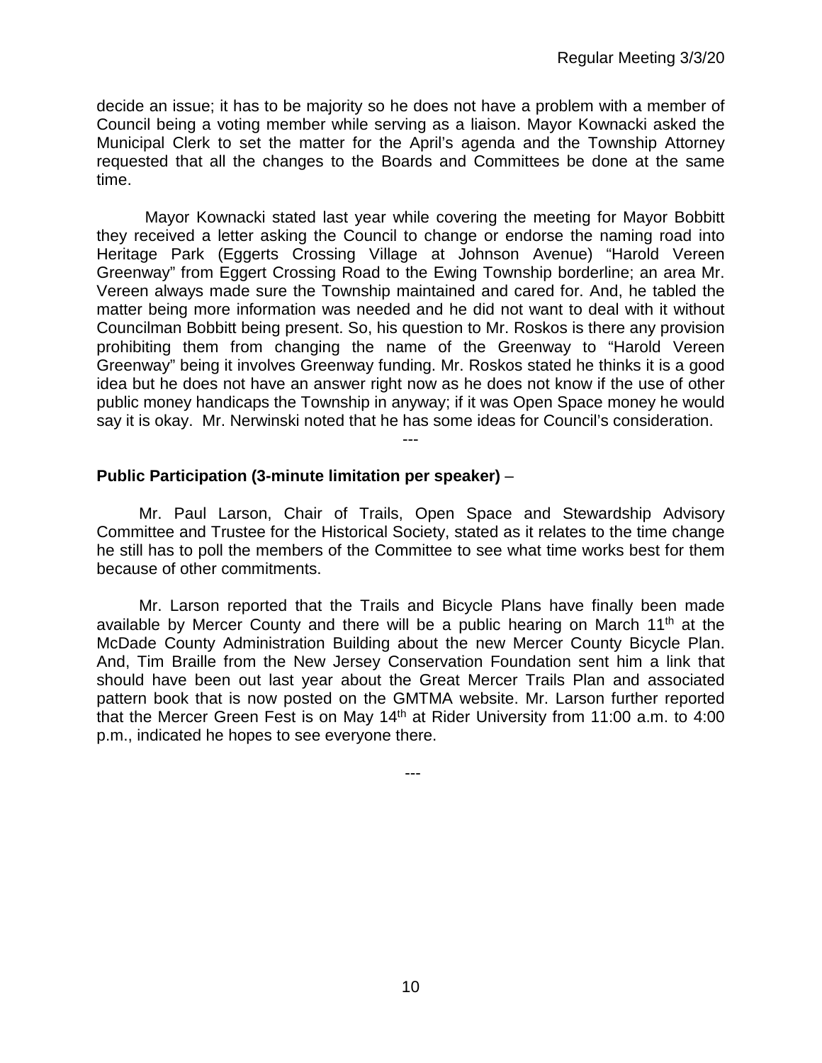decide an issue; it has to be majority so he does not have a problem with a member of Council being a voting member while serving as a liaison. Mayor Kownacki asked the Municipal Clerk to set the matter for the April's agenda and the Township Attorney requested that all the changes to the Boards and Committees be done at the same time.

Mayor Kownacki stated last year while covering the meeting for Mayor Bobbitt they received a letter asking the Council to change or endorse the naming road into Heritage Park (Eggerts Crossing Village at Johnson Avenue) "Harold Vereen Greenway" from Eggert Crossing Road to the Ewing Township borderline; an area Mr. Vereen always made sure the Township maintained and cared for. And, he tabled the matter being more information was needed and he did not want to deal with it without Councilman Bobbitt being present. So, his question to Mr. Roskos is there any provision prohibiting them from changing the name of the Greenway to "Harold Vereen Greenway" being it involves Greenway funding. Mr. Roskos stated he thinks it is a good idea but he does not have an answer right now as he does not know if the use of other public money handicaps the Township in anyway; if it was Open Space money he would say it is okay. Mr. Nerwinski noted that he has some ideas for Council's consideration.

---

**Public Participation (3-minute limitation per speaker)** –

Mr. Paul Larson, Chair of Trails, Open Space and Stewardship Advisory Committee and Trustee for the Historical Society, stated as it relates to the time change he still has to poll the members of the Committee to see what time works best for them because of other commitments.

Mr. Larson reported that the Trails and Bicycle Plans have finally been made available by Mercer County and there will be a public hearing on March 11th at the McDade County Administration Building about the new Mercer County Bicycle Plan. And, Tim Braille from the New Jersey Conservation Foundation sent him a link that should have been out last year about the Great Mercer Trails Plan and associated pattern book that is now posted on the GMTMA website. Mr. Larson further reported that the Mercer Green Fest is on May 14th at Rider University from 11:00 a.m. to 4:00 p.m., indicated he hopes to see everyone there.

---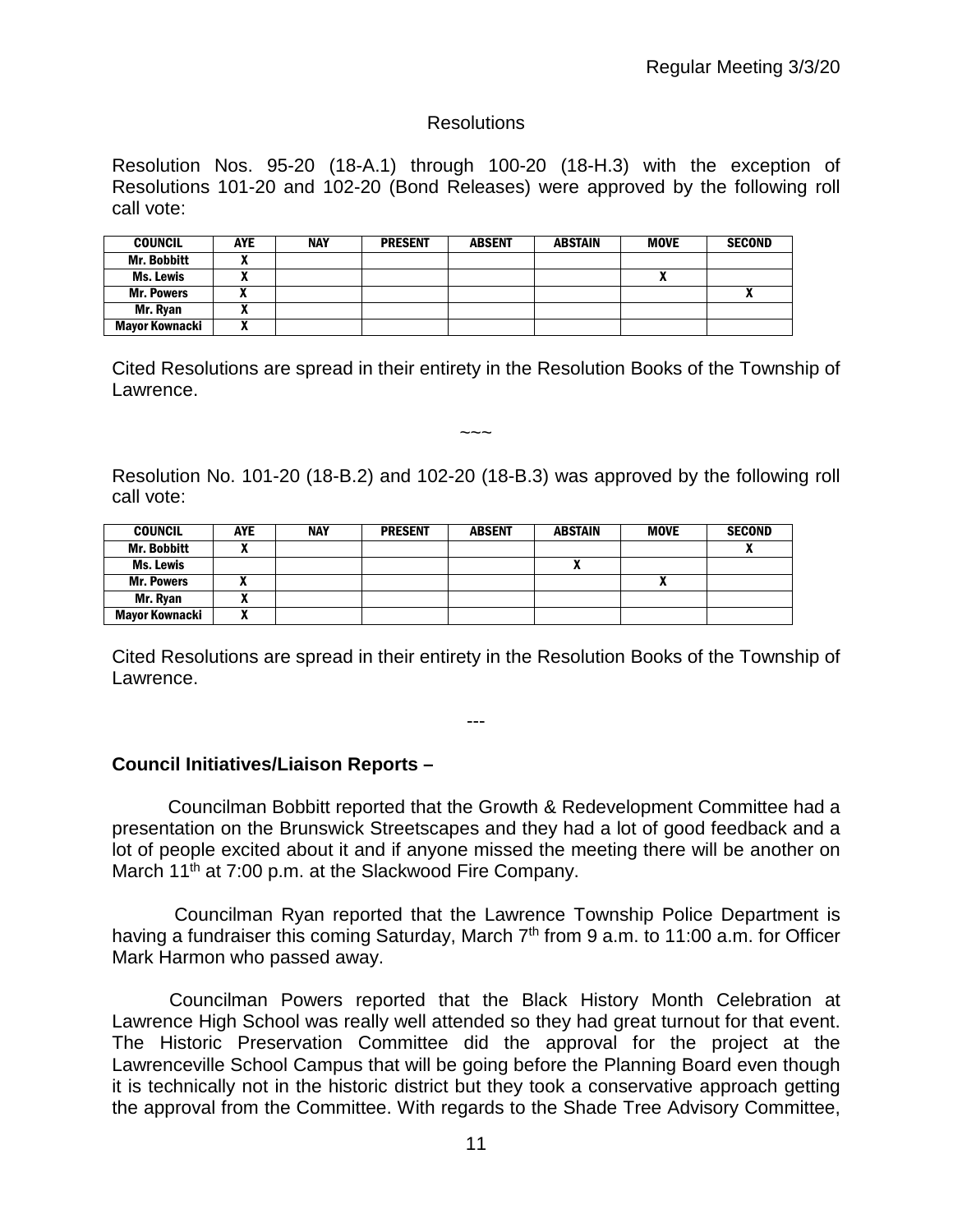### Resolutions

Resolution Nos. 95-20 (18-A.1) through 100-20 (18-H.3) with the exception of Resolutions 101-20 and 102-20 (Bond Releases) were approved by the following roll call vote:

| COUNCIL | AYE | NAY | PRESENT | ABSENT | ABSTAIN | MOVE | SECOND |
|---|---|---|---|---|---|---|---|
| Mr. Bobbitt | X | | | | | | |
| Ms. Lewis | X | | | | | X | |
| Mr. Powers | X | | | | | | X |
| Mr. Ryan | X | | | | | | |
| Mayor Kownacki | X | | | | | | |

Cited Resolutions are spread in their entirety in the Resolution Books of the Township of Lawrence.

~~~

Resolution No. 101-20 (18-B.2) and 102-20 (18-B.3) was approved by the following roll call vote:

| COUNCIL | AYE | NAY | PRESENT | ABSENT | ABSTAIN | MOVE | SECOND |
|---|---|---|---|---|---|---|---|
| Mr. Bobbitt | X | | | | | | X |
| Ms. Lewis | | | | | X | | |
| Mr. Powers | X | | | | | X | |
| Mr. Ryan | X | | | | | | |
| Mayor Kownacki | X | | | | | | |

Cited Resolutions are spread in their entirety in the Resolution Books of the Township of Lawrence.

---

**Council Initiatives/Liaison Reports –**

Councilman Bobbitt reported that the Growth & Redevelopment Committee had a presentation on the Brunswick Streetscapes and they had a lot of good feedback and a lot of people excited about it and if anyone missed the meeting there will be another on March 11th at 7:00 p.m. at the Slackwood Fire Company.

Councilman Ryan reported that the Lawrence Township Police Department is having a fundraiser this coming Saturday, March 7th from 9 a.m. to 11:00 a.m. for Officer Mark Harmon who passed away.

Councilman Powers reported that the Black History Month Celebration at Lawrence High School was really well attended so they had great turnout for that event. The Historic Preservation Committee did the approval for the project at the Lawrenceville School Campus that will be going before the Planning Board even though it is technically not in the historic district but they took a conservative approach getting the approval from the Committee. With regards to the Shade Tree Advisory Committee,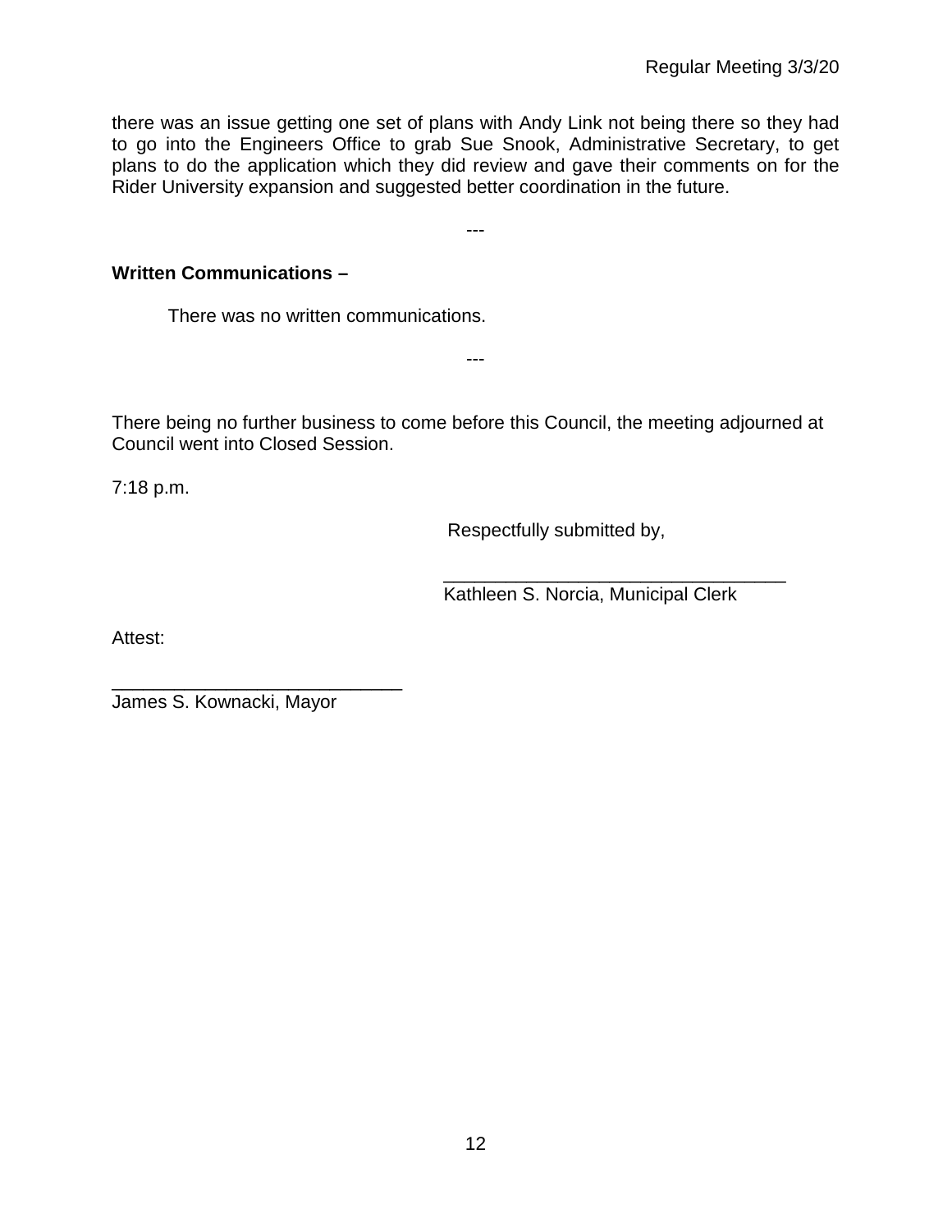there was an issue getting one set of plans with Andy Link not being there so they had to go into the Engineers Office to grab Sue Snook, Administrative Secretary, to get plans to do the application which they did review and gave their comments on for the Rider University expansion and suggested better coordination in the future.

---

**Written Communications –**

There was no written communications.

---

There being no further business to come before this Council, the meeting adjourned at Council went into Closed Session.

7:18 p.m.

Respectfully submitted by,

\_\_\_\_\_\_\_\_\_\_\_\_\_\_\_\_\_\_\_\_\_\_\_\_\_\_\_\_\_\_\_\_\_\_
Kathleen S. Norcia, Municipal Clerk

Attest:

\_\_\_\_\_\_\_\_\_\_\_\_\_\_\_\_\_\_\_\_\_\_\_\_\_\_\_\_
James S. Kownacki, Mayor